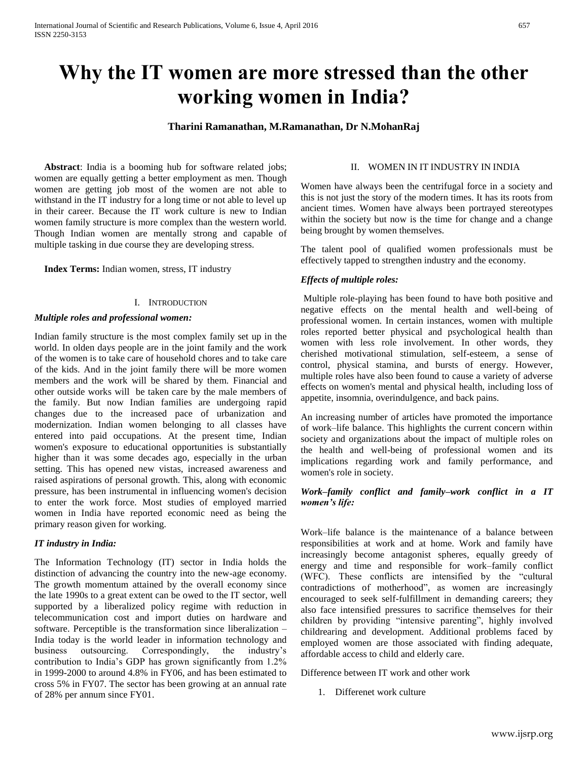# Why the IT women are more stressed than the other working women in India?

**Tharini Ramanathan, M.Ramanathan, Dr N.MohanRaj**

**Abstract**: India is a booming hub for software related jobs; women are equally getting a better employment as men. Though women are getting job most of the women are not able to withstand in the IT industry for a long time or not able to level up in their career. Because the IT work culture is new to Indian women family structure is more complex than the western world. Though Indian women are mentally strong and capable of multiple tasking in due course they are developing stress.

**Index Terms:** Indian women, stress, IT industry

## I. Introduction

### *Multiple roles and professional women:*

Indian family structure is the most complex family set up in the world. In olden days people are in the joint family and the work of the women is to take care of household chores and to take care of the kids. And in the joint family there will be more women members and the work will be shared by them. Financial and other outside works will be taken care by the male members of the family. But now Indian families are undergoing rapid changes due to the increased pace of urbanization and modernization. Indian women belonging to all classes have entered into paid occupations. At the present time, Indian women's exposure to educational opportunities is substantially higher than it was some decades ago, especially in the urban setting. This has opened new vistas, increased awareness and raised aspirations of personal growth. This, along with economic pressure, has been instrumental in influencing women's decision to enter the work force. Most studies of employed married women in India have reported economic need as being the primary reason given for working.

### *IT industry in India:*

The Information Technology (IT) sector in India holds the distinction of advancing the country into the new-age economy. The growth momentum attained by the overall economy since the late 1990s to a great extent can be owed to the IT sector, well supported by a liberalized policy regime with reduction in telecommunication cost and import duties on hardware and software. Perceptible is the transformation since liberalization – India today is the world leader in information technology and business outsourcing. Correspondingly, the industry's contribution to India's GDP has grown significantly from 1.2% in 1999-2000 to around 4.8% in FY06, and has been estimated to cross 5% in FY07. The sector has been growing at an annual rate of 28% per annum since FY01.

## II. Women in IT Industry in India

Women have always been the centrifugal force in a society and this is not just the story of the modern times. It has its roots from ancient times. Women have always been portrayed stereotypes within the society but now is the time for change and a change being brought by women themselves.

The talent pool of qualified women professionals must be effectively tapped to strengthen industry and the economy.

### *Effects of multiple roles:*

Multiple role-playing has been found to have both positive and negative effects on the mental health and well-being of professional women. In certain instances, women with multiple roles reported better physical and psychological health than women with less role involvement. In other words, they cherished motivational stimulation, self-esteem, a sense of control, physical stamina, and bursts of energy. However, multiple roles have also been found to cause a variety of adverse effects on women's mental and physical health, including loss of appetite, insomnia, overindulgence, and back pains.

An increasing number of articles have promoted the importance of work–life balance. This highlights the current concern within society and organizations about the impact of multiple roles on the health and well-being of professional women and its implications regarding work and family performance, and women's role in society.

### *Work–family conflict and family–work conflict in a IT women's life:*

Work–life balance is the maintenance of a balance between responsibilities at work and at home. Work and family have increasingly become antagonist spheres, equally greedy of energy and time and responsible for work–family conflict (WFC). These conflicts are intensified by the "cultural contradictions of motherhood", as women are increasingly encouraged to seek self-fulfillment in demanding careers; they also face intensified pressures to sacrifice themselves for their children by providing "intensive parenting", highly involved childrearing and development. Additional problems faced by employed women are those associated with finding adequate, affordable access to child and elderly care.

Difference between IT work and other work

1. Differenet work culture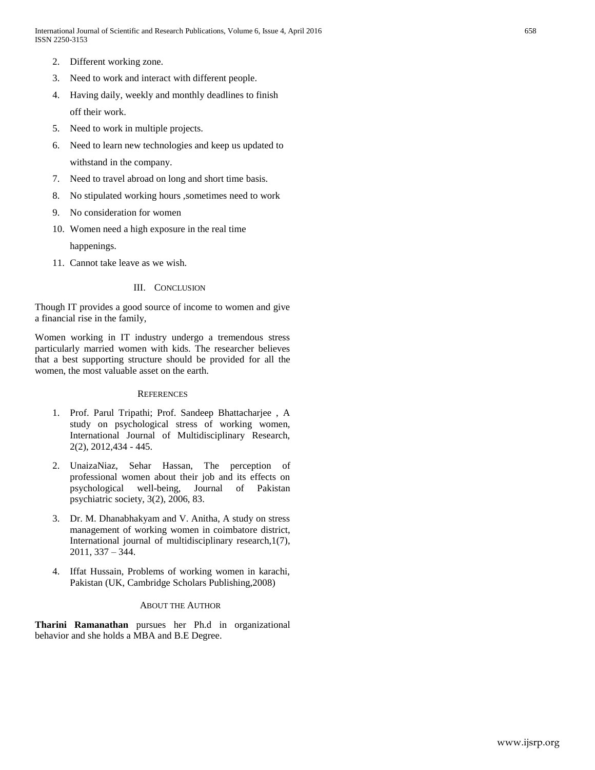2. Different working zone.
3. Need to work and interact with different people.
4. Having daily, weekly and monthly deadlines to finish off their work.
5. Need to work in multiple projects.
6. Need to learn new technologies and keep us updated to withstand in the company.
7. Need to travel abroad on long and short time basis.
8. No stipulated working hours ,sometimes need to work
9. No consideration for women
10. Women need a high exposure in the real time happenings.
11. Cannot take leave as we wish.

## III. Conclusion

Though IT provides a good source of income to women and give a financial rise in the family,

Women working in IT industry undergo a tremendous stress particularly married women with kids. The researcher believes that a best supporting structure should be provided for all the women, the most valuable asset on the earth.

## References

1. Prof. Parul Tripathi; Prof. Sandeep Bhattacharjee , A study on psychological stress of working women, International Journal of Multidisciplinary Research, 2(2), 2012,434 - 445.
2. UnaizaNiaz, Sehar Hassan, The perception of professional women about their job and its effects on psychological well-being, Journal of Pakistan psychiatric society, 3(2), 2006, 83.
3. Dr. M. Dhanabhakyam and V. Anitha, A study on stress management of working women in coimbatore district, International journal of multidisciplinary research,1(7), 2011, 337 – 344.
4. Iffat Hussain, Problems of working women in karachi, Pakistan (UK, Cambridge Scholars Publishing,2008)

## About the Author

**Tharini Ramanathan** pursues her Ph.d in organizational behavior and she holds a MBA and B.E Degree.